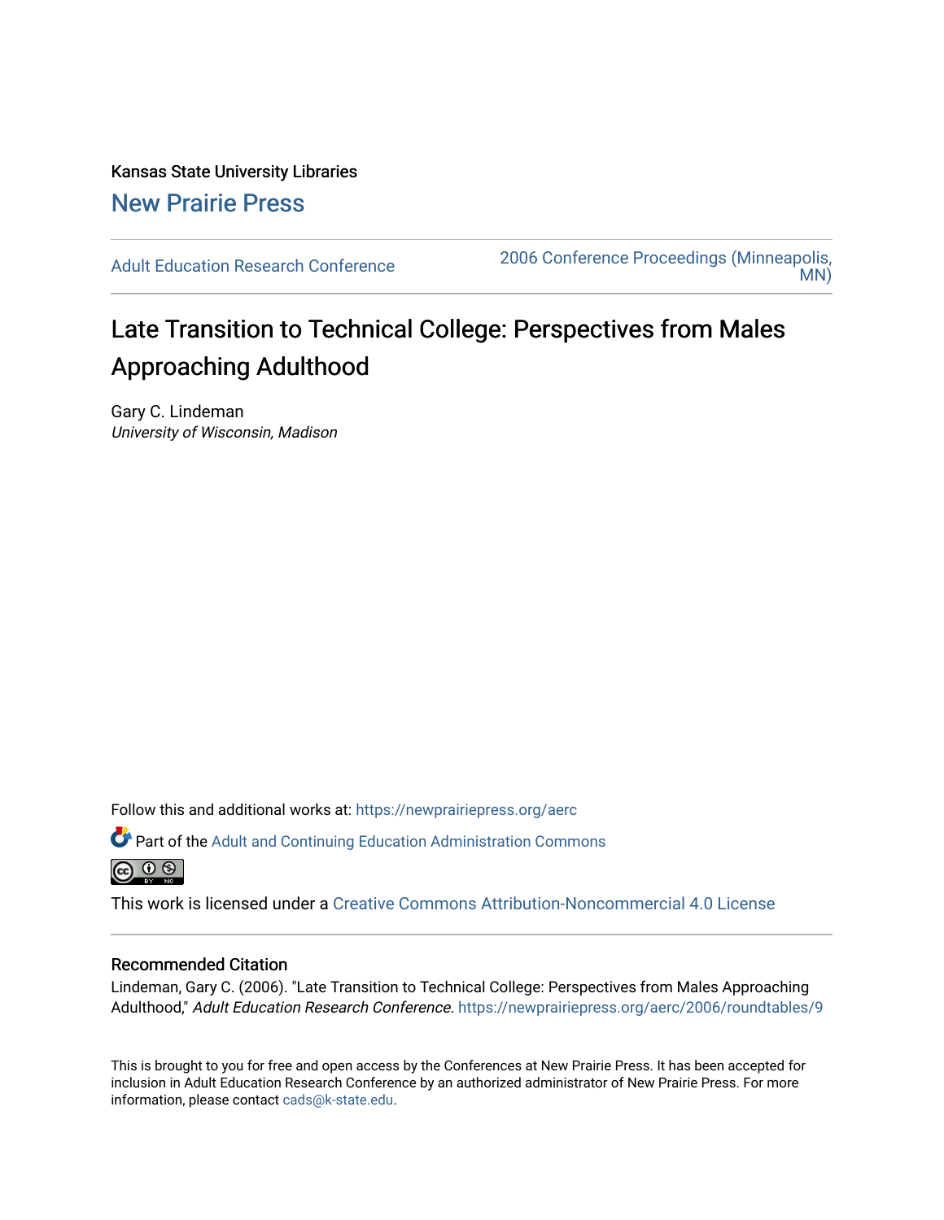Kansas State University Libraries

New Prairie Press

Adult Education Research Conference

2006 Conference Proceedings (Minneapolis, MN)

# Late Transition to Technical College: Perspectives from Males Approaching Adulthood

Gary C. Lindeman

*University of Wisconsin, Madison*

Follow this and additional works at: https://newprairiepress.org/aerc

Part of the Adult and Continuing Education Administration Commons

This work is licensed under a Creative Commons Attribution-Noncommercial 4.0 License

## Recommended Citation

Lindeman, Gary C. (2006). "Late Transition to Technical College: Perspectives from Males Approaching Adulthood," *Adult Education Research Conference*. https://newprairiepress.org/aerc/2006/roundtables/9

This is brought to you for free and open access by the Conferences at New Prairie Press. It has been accepted for inclusion in Adult Education Research Conference by an authorized administrator of New Prairie Press. For more information, please contact cads@k-state.edu.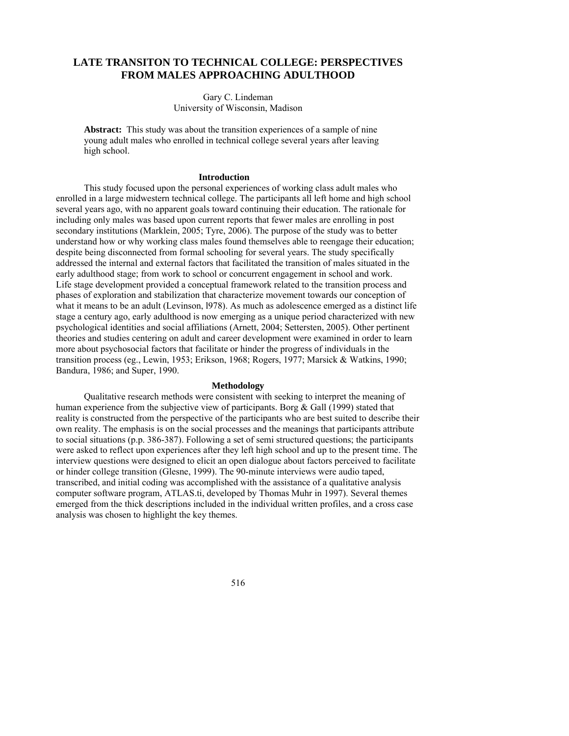# LATE TRANSITON TO TECHNICAL COLLEGE: PERSPECTIVES FROM MALES APPROACHING ADULTHOOD

Gary C. Lindeman
University of Wisconsin, Madison

**Abstract:** This study was about the transition experiences of a sample of nine young adult males who enrolled in technical college several years after leaving high school.

## Introduction

This study focused upon the personal experiences of working class adult males who enrolled in a large midwestern technical college. The participants all left home and high school several years ago, with no apparent goals toward continuing their education. The rationale for including only males was based upon current reports that fewer males are enrolling in post secondary institutions (Marklein, 2005; Tyre, 2006). The purpose of the study was to better understand how or why working class males found themselves able to reengage their education; despite being disconnected from formal schooling for several years. The study specifically addressed the internal and external factors that facilitated the transition of males situated in the early adulthood stage; from work to school or concurrent engagement in school and work. Life stage development provided a conceptual framework related to the transition process and phases of exploration and stabilization that characterize movement towards our conception of what it means to be an adult (Levinson, l978). As much as adolescence emerged as a distinct life stage a century ago, early adulthood is now emerging as a unique period characterized with new psychological identities and social affiliations (Arnett, 2004; Settersten, 2005). Other pertinent theories and studies centering on adult and career development were examined in order to learn more about psychosocial factors that facilitate or hinder the progress of individuals in the transition process (eg., Lewin, 1953; Erikson, 1968; Rogers, 1977; Marsick & Watkins, 1990; Bandura, 1986; and Super, 1990.

## Methodology

Qualitative research methods were consistent with seeking to interpret the meaning of human experience from the subjective view of participants. Borg & Gall (1999) stated that reality is constructed from the perspective of the participants who are best suited to describe their own reality. The emphasis is on the social processes and the meanings that participants attribute to social situations (p.p. 386-387). Following a set of semi structured questions; the participants were asked to reflect upon experiences after they left high school and up to the present time. The interview questions were designed to elicit an open dialogue about factors perceived to facilitate or hinder college transition (Glesne, 1999). The 90-minute interviews were audio taped, transcribed, and initial coding was accomplished with the assistance of a qualitative analysis computer software program, ATLAS.ti, developed by Thomas Muhr in 1997). Several themes emerged from the thick descriptions included in the individual written profiles, and a cross case analysis was chosen to highlight the key themes.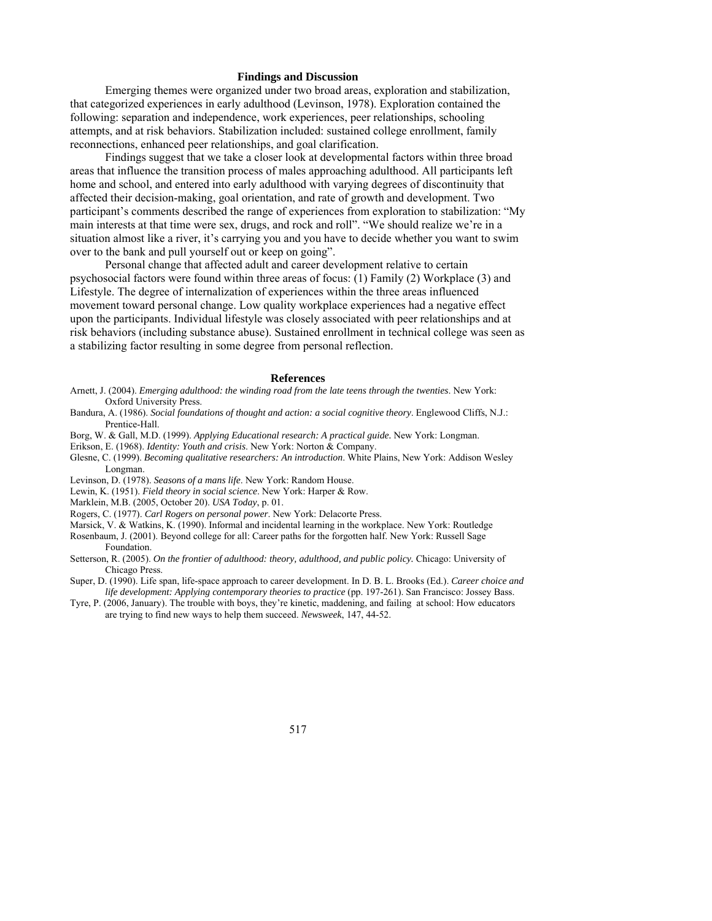## Findings and Discussion

Emerging themes were organized under two broad areas, exploration and stabilization, that categorized experiences in early adulthood (Levinson, 1978). Exploration contained the following: separation and independence, work experiences, peer relationships, schooling attempts, and at risk behaviors. Stabilization included: sustained college enrollment, family reconnections, enhanced peer relationships, and goal clarification.

Findings suggest that we take a closer look at developmental factors within three broad areas that influence the transition process of males approaching adulthood. All participants left home and school, and entered into early adulthood with varying degrees of discontinuity that affected their decision-making, goal orientation, and rate of growth and development. Two participant's comments described the range of experiences from exploration to stabilization: "My main interests at that time were sex, drugs, and rock and roll". "We should realize we're in a situation almost like a river, it's carrying you and you have to decide whether you want to swim over to the bank and pull yourself out or keep on going".

Personal change that affected adult and career development relative to certain psychosocial factors were found within three areas of focus: (1) Family (2) Workplace (3) and Lifestyle. The degree of internalization of experiences within the three areas influenced movement toward personal change. Low quality workplace experiences had a negative effect upon the participants. Individual lifestyle was closely associated with peer relationships and at risk behaviors (including substance abuse). Sustained enrollment in technical college was seen as a stabilizing factor resulting in some degree from personal reflection.

## References

Arnett, J. (2004). *Emerging adulthood: the winding road from the late teens through the twenties*. New York: Oxford University Press.

Bandura, A. (1986). *Social foundations of thought and action: a social cognitive theory*. Englewood Cliffs, N.J.: Prentice-Hall.

Borg, W. & Gall, M.D. (1999). *Applying Educational research: A practical guide.* New York: Longman.

Erikson, E. (1968). *Identity: Youth and crisis*. New York: Norton & Company.

Glesne, C. (1999). *Becoming qualitative researchers: An introduction*. White Plains, New York: Addison Wesley Longman.

Levinson, D. (1978). *Seasons of a mans life*. New York: Random House.

Lewin, K. (1951). *Field theory in social science*. New York: Harper & Row.

Marklein, M.B. (2005, October 20). *USA Today*, p. 01.

Rogers, C. (1977). *Carl Rogers on personal power*. New York: Delacorte Press.

Marsick, V. & Watkins, K. (1990). Informal and incidental learning in the workplace. New York: Routledge

Rosenbaum, J. (2001). Beyond college for all: Career paths for the forgotten half. New York: Russell Sage Foundation.

Setterson, R. (2005). *On the frontier of adulthood: theory, adulthood, and public policy.* Chicago: University of Chicago Press.

Super, D. (1990). Life span, life-space approach to career development. In D. B. L. Brooks (Ed.). *Career choice and life development: Applying contemporary theories to practice* (pp. 197-261). San Francisco: Jossey Bass.

Tyre, P. (2006, January). The trouble with boys, they're kinetic, maddening, and failing at school: How educators are trying to find new ways to help them succeed. *Newsweek*, 147, 44-52.